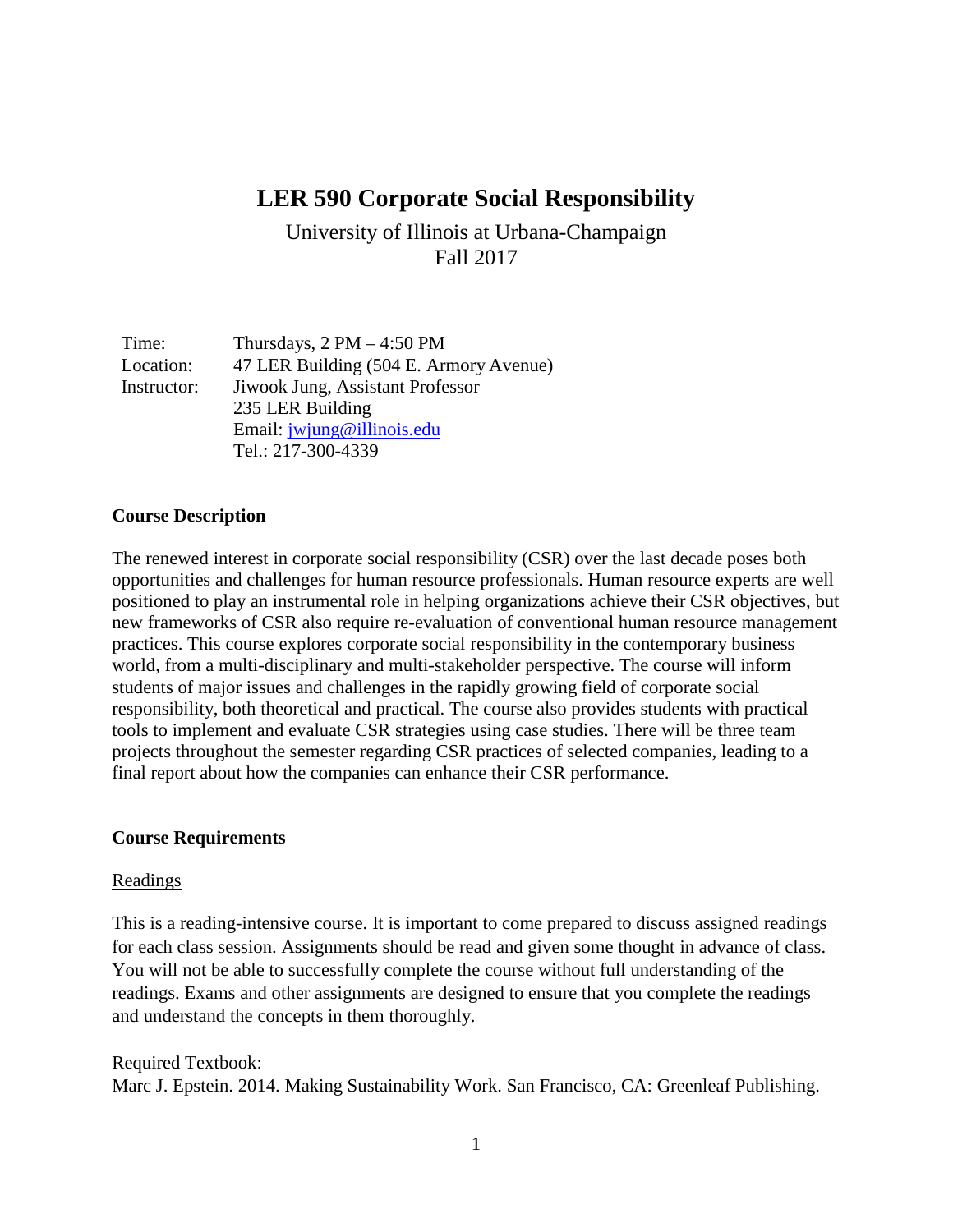# LER 590 Corporate Social Responsibility

University of Illinois at Urbana-Champaign
Fall 2017

| | |
|---|---|
| Time: | Thursdays, 2 PM – 4:50 PM |
| Location: | 47 LER Building (504 E. Armory Avenue) |
| Instructor: | Jiwook Jung, Assistant Professor |
| | 235 LER Building |
| | Email: jwjung@illinois.edu |
| | Tel.: 217-300-4339 |

## Course Description

The renewed interest in corporate social responsibility (CSR) over the last decade poses both opportunities and challenges for human resource professionals. Human resource experts are well positioned to play an instrumental role in helping organizations achieve their CSR objectives, but new frameworks of CSR also require re-evaluation of conventional human resource management practices. This course explores corporate social responsibility in the contemporary business world, from a multi-disciplinary and multi-stakeholder perspective. The course will inform students of major issues and challenges in the rapidly growing field of corporate social responsibility, both theoretical and practical. The course also provides students with practical tools to implement and evaluate CSR strategies using case studies. There will be three team projects throughout the semester regarding CSR practices of selected companies, leading to a final report about how the companies can enhance their CSR performance.

## Course Requirements

### Readings

This is a reading-intensive course. It is important to come prepared to discuss assigned readings for each class session. Assignments should be read and given some thought in advance of class. You will not be able to successfully complete the course without full understanding of the readings. Exams and other assignments are designed to ensure that you complete the readings and understand the concepts in them thoroughly.

Required Textbook:
Marc J. Epstein. 2014. Making Sustainability Work. San Francisco, CA: Greenleaf Publishing.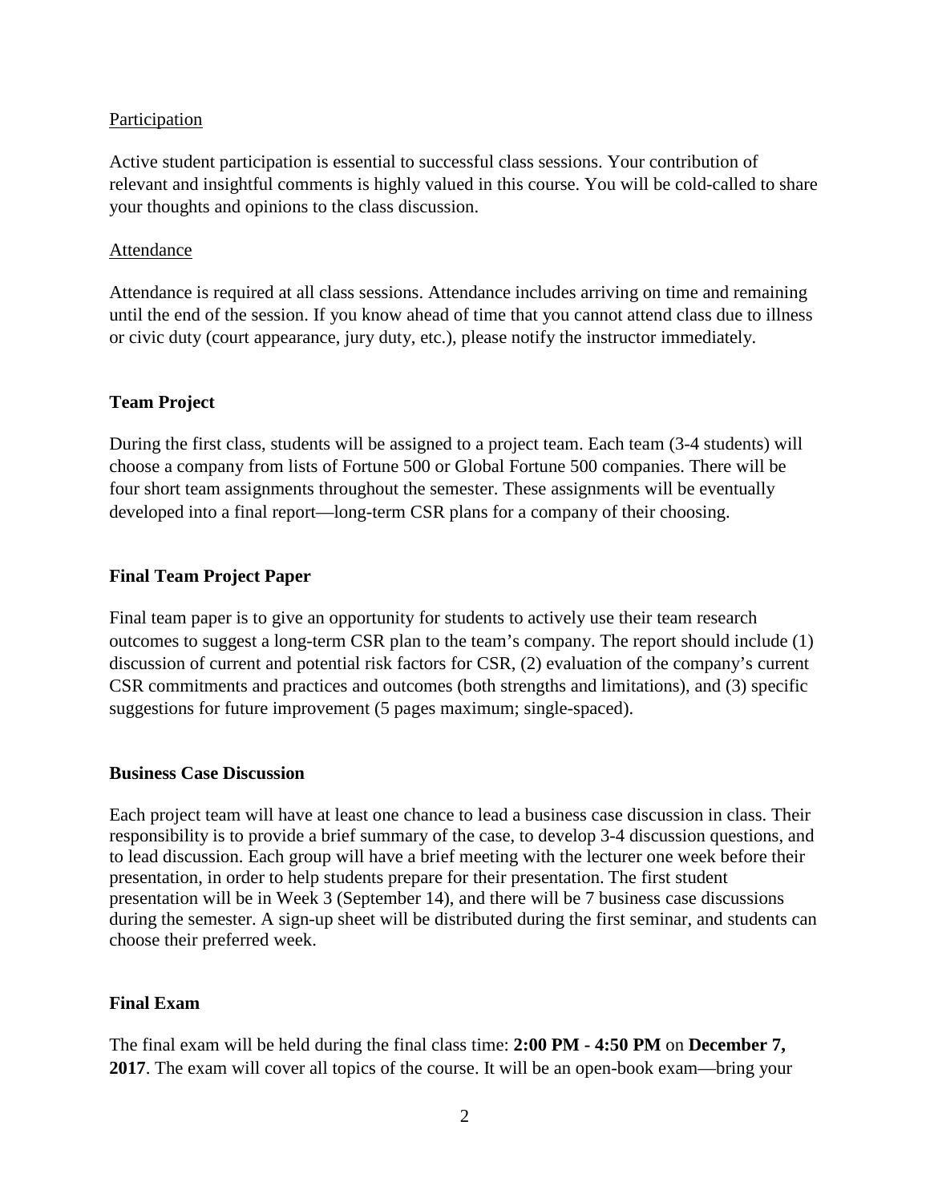Participation

Active student participation is essential to successful class sessions. Your contribution of relevant and insightful comments is highly valued in this course. You will be cold-called to share your thoughts and opinions to the class discussion.

Attendance

Attendance is required at all class sessions. Attendance includes arriving on time and remaining until the end of the session. If you know ahead of time that you cannot attend class due to illness or civic duty (court appearance, jury duty, etc.), please notify the instructor immediately.

**Team Project**

During the first class, students will be assigned to a project team. Each team (3-4 students) will choose a company from lists of Fortune 500 or Global Fortune 500 companies. There will be four short team assignments throughout the semester. These assignments will be eventually developed into a final report—long-term CSR plans for a company of their choosing.

**Final Team Project Paper**

Final team paper is to give an opportunity for students to actively use their team research outcomes to suggest a long-term CSR plan to the team's company. The report should include (1) discussion of current and potential risk factors for CSR, (2) evaluation of the company's current CSR commitments and practices and outcomes (both strengths and limitations), and (3) specific suggestions for future improvement (5 pages maximum; single-spaced).

**Business Case Discussion**

Each project team will have at least one chance to lead a business case discussion in class. Their responsibility is to provide a brief summary of the case, to develop 3-4 discussion questions, and to lead discussion. Each group will have a brief meeting with the lecturer one week before their presentation, in order to help students prepare for their presentation. The first student presentation will be in Week 3 (September 14), and there will be 7 business case discussions during the semester. A sign-up sheet will be distributed during the first seminar, and students can choose their preferred week.

**Final Exam**

The final exam will be held during the final class time: **2:00 PM - 4:50 PM** on **December 7, 2017**. The exam will cover all topics of the course. It will be an open-book exam—bring your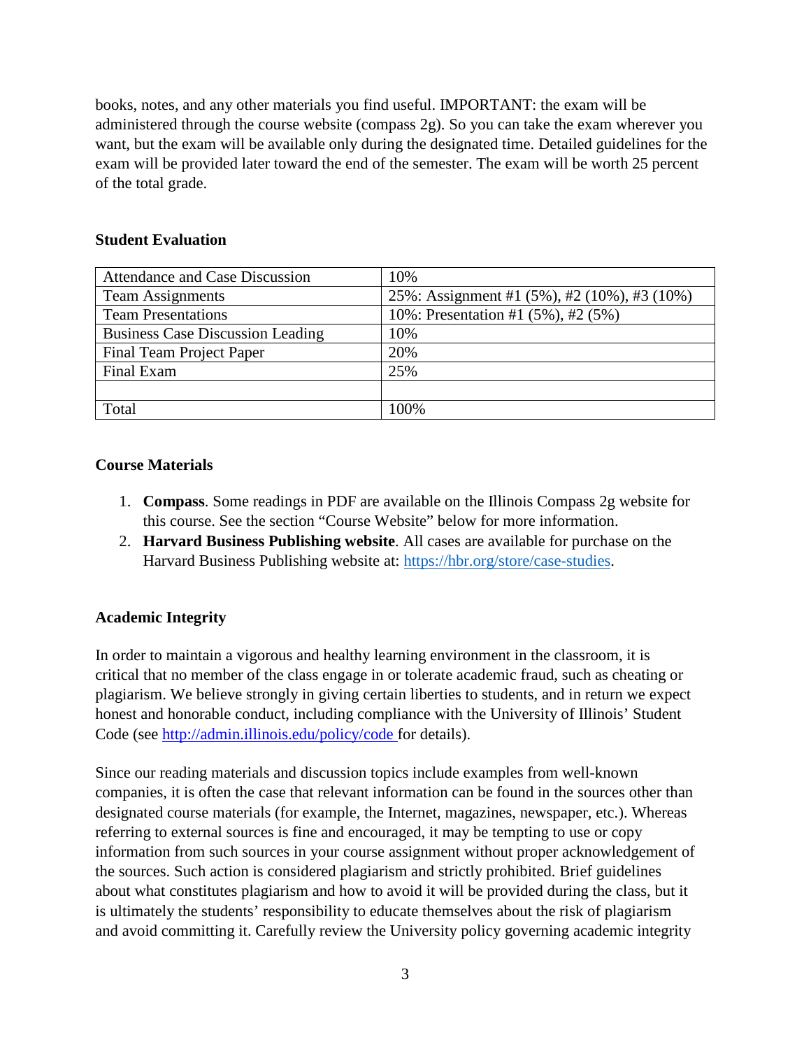books, notes, and any other materials you find useful. IMPORTANT: the exam will be administered through the course website (compass 2g). So you can take the exam wherever you want, but the exam will be available only during the designated time. Detailed guidelines for the exam will be provided later toward the end of the semester. The exam will be worth 25 percent of the total grade.

## Student Evaluation

| Attendance and Case Discussion | 10% |
|---|---|
| Team Assignments | 25%: Assignment #1 (5%), #2 (10%), #3 (10%) |
| Team Presentations | 10%: Presentation #1 (5%), #2 (5%) |
| Business Case Discussion Leading | 10% |
| Final Team Project Paper | 20% |
| Final Exam | 25% |
| | |
| Total | 100% |

## Course Materials

1. **Compass**. Some readings in PDF are available on the Illinois Compass 2g website for this course. See the section "Course Website" below for more information.
2. **Harvard Business Publishing website**. All cases are available for purchase on the Harvard Business Publishing website at: https://hbr.org/store/case-studies.

## Academic Integrity

In order to maintain a vigorous and healthy learning environment in the classroom, it is critical that no member of the class engage in or tolerate academic fraud, such as cheating or plagiarism. We believe strongly in giving certain liberties to students, and in return we expect honest and honorable conduct, including compliance with the University of Illinois' Student Code (see http://admin.illinois.edu/policy/code for details).

Since our reading materials and discussion topics include examples from well-known companies, it is often the case that relevant information can be found in the sources other than designated course materials (for example, the Internet, magazines, newspaper, etc.). Whereas referring to external sources is fine and encouraged, it may be tempting to use or copy information from such sources in your course assignment without proper acknowledgement of the sources. Such action is considered plagiarism and strictly prohibited. Brief guidelines about what constitutes plagiarism and how to avoid it will be provided during the class, but it is ultimately the students' responsibility to educate themselves about the risk of plagiarism and avoid committing it. Carefully review the University policy governing academic integrity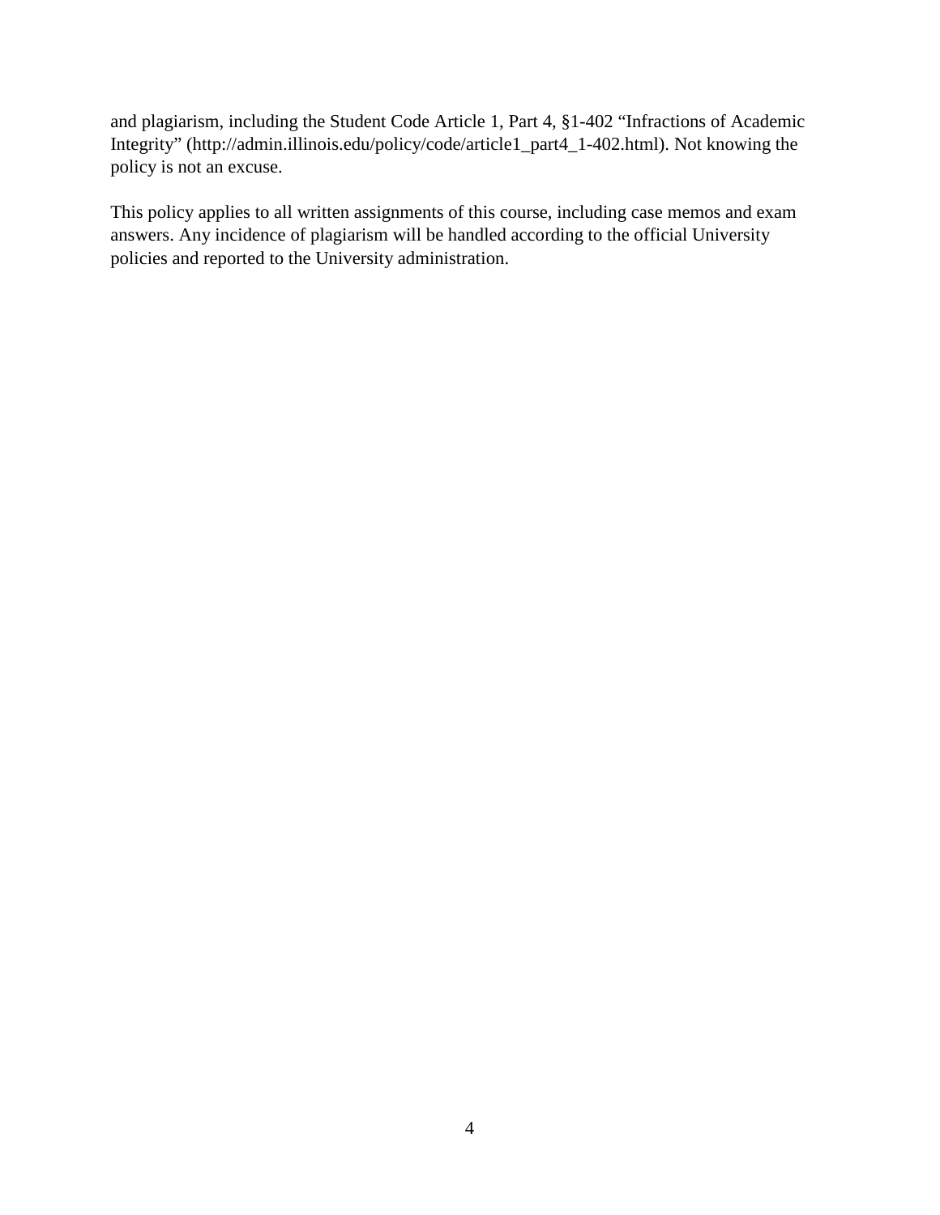and plagiarism, including the Student Code Article 1, Part 4, §1-402 "Infractions of Academic Integrity" (http://admin.illinois.edu/policy/code/article1_part4_1-402.html). Not knowing the policy is not an excuse.

This policy applies to all written assignments of this course, including case memos and exam answers. Any incidence of plagiarism will be handled according to the official University policies and reported to the University administration.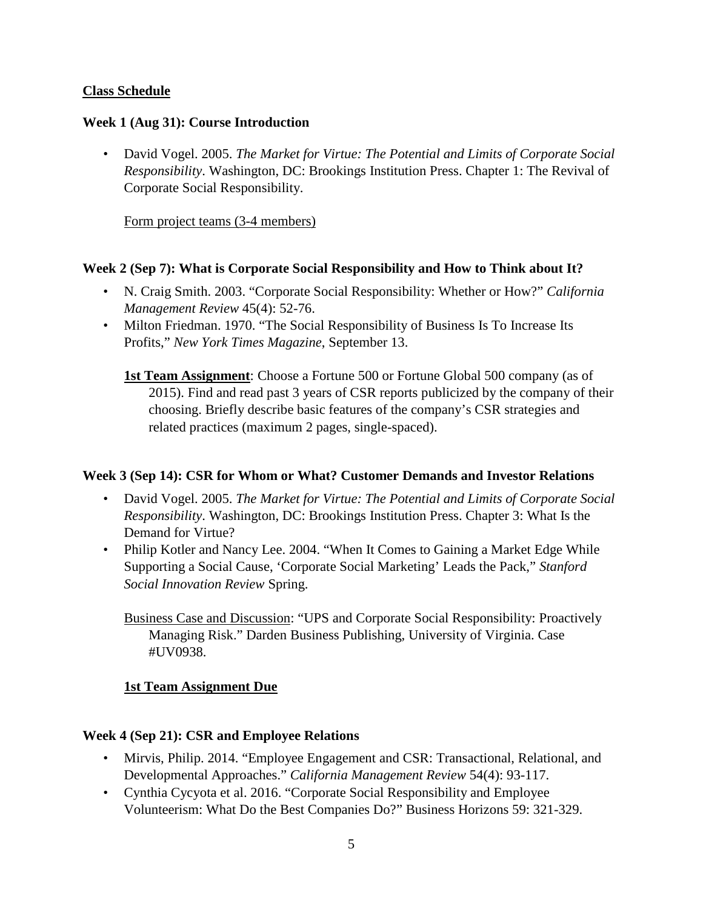## Class Schedule

### Week 1 (Aug 31): Course Introduction

- David Vogel. 2005. *The Market for Virtue: The Potential and Limits of Corporate Social Responsibility*. Washington, DC: Brookings Institution Press. Chapter 1: The Revival of Corporate Social Responsibility.

  Form project teams (3-4 members)

### Week 2 (Sep 7): What is Corporate Social Responsibility and How to Think about It?

- N. Craig Smith. 2003. "Corporate Social Responsibility: Whether or How?" *California Management Review* 45(4): 52-76.
- Milton Friedman. 1970. "The Social Responsibility of Business Is To Increase Its Profits," *New York Times Magazine*, September 13.

  **1st Team Assignment**: Choose a Fortune 500 or Fortune Global 500 company (as of 2015). Find and read past 3 years of CSR reports publicized by the company of their choosing. Briefly describe basic features of the company's CSR strategies and related practices (maximum 2 pages, single-spaced).

### Week 3 (Sep 14): CSR for Whom or What? Customer Demands and Investor Relations

- David Vogel. 2005. *The Market for Virtue: The Potential and Limits of Corporate Social Responsibility*. Washington, DC: Brookings Institution Press. Chapter 3: What Is the Demand for Virtue?
- Philip Kotler and Nancy Lee. 2004. "When It Comes to Gaining a Market Edge While Supporting a Social Cause, 'Corporate Social Marketing' Leads the Pack," *Stanford Social Innovation Review* Spring.

  Business Case and Discussion: "UPS and Corporate Social Responsibility: Proactively Managing Risk." Darden Business Publishing, University of Virginia. Case #UV0938.

  **1st Team Assignment Due**

### Week 4 (Sep 21): CSR and Employee Relations

- Mirvis, Philip. 2014. "Employee Engagement and CSR: Transactional, Relational, and Developmental Approaches." *California Management Review* 54(4): 93-117.
- Cynthia Cycyota et al. 2016. "Corporate Social Responsibility and Employee Volunteerism: What Do the Best Companies Do?" Business Horizons 59: 321-329.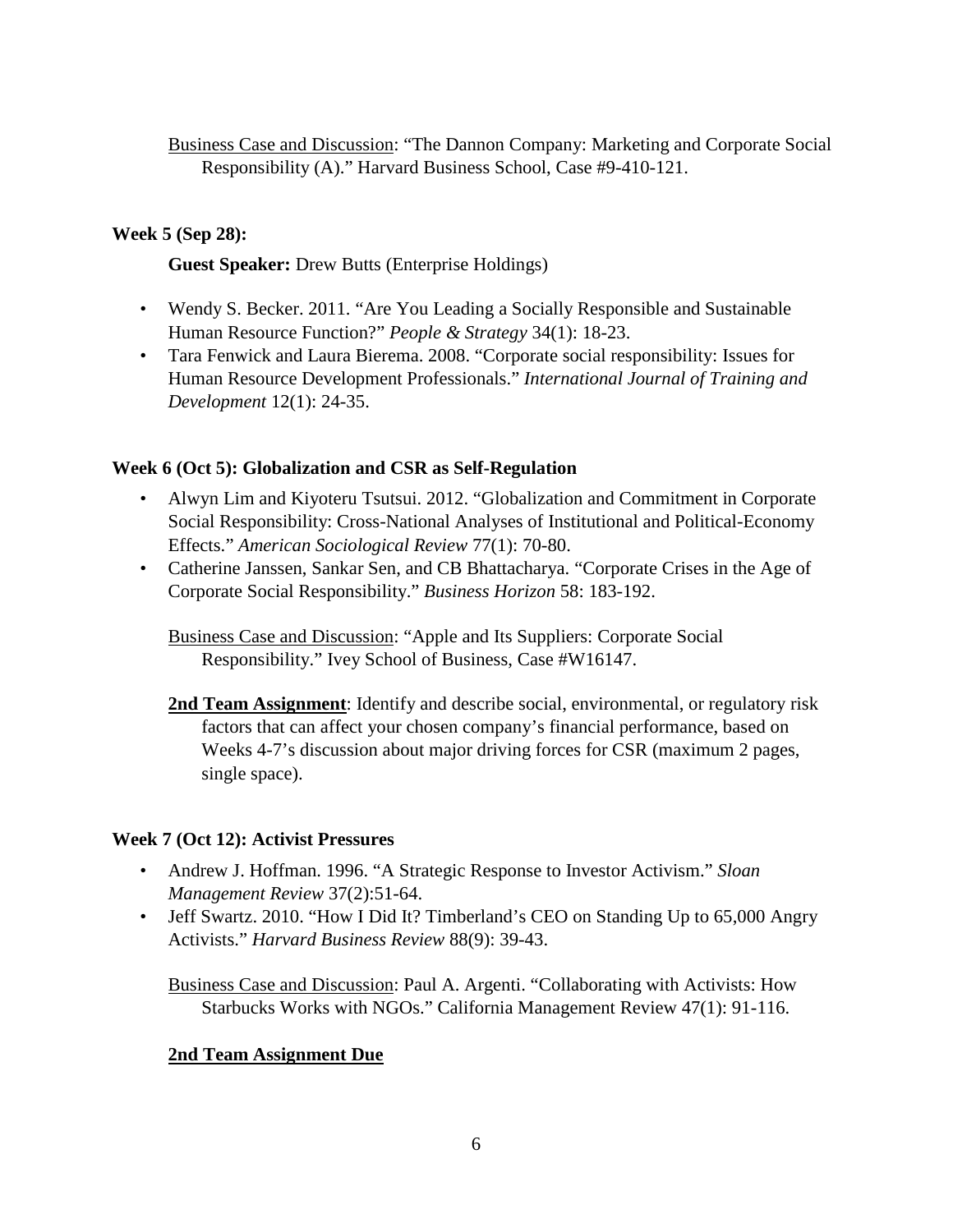<u>Business Case and Discussion</u>: "The Dannon Company: Marketing and Corporate Social Responsibility (A)." Harvard Business School, Case #9-410-121.

**Week 5 (Sep 28):**

**Guest Speaker:** Drew Butts (Enterprise Holdings)

- Wendy S. Becker. 2011. "Are You Leading a Socially Responsible and Sustainable Human Resource Function?" *People & Strategy* 34(1): 18-23.
- Tara Fenwick and Laura Bierema. 2008. "Corporate social responsibility: Issues for Human Resource Development Professionals." *International Journal of Training and Development* 12(1): 24-35.

**Week 6 (Oct 5): Globalization and CSR as Self-Regulation**

- Alwyn Lim and Kiyoteru Tsutsui. 2012. "Globalization and Commitment in Corporate Social Responsibility: Cross-National Analyses of Institutional and Political-Economy Effects." *American Sociological Review* 77(1): 70-80.
- Catherine Janssen, Sankar Sen, and CB Bhattacharya. "Corporate Crises in the Age of Corporate Social Responsibility." *Business Horizon* 58: 183-192.

<u>Business Case and Discussion</u>: "Apple and Its Suppliers: Corporate Social Responsibility." Ivey School of Business, Case #W16147.

**<u>2nd Team Assignment</u>**: Identify and describe social, environmental, or regulatory risk factors that can affect your chosen company's financial performance, based on Weeks 4-7's discussion about major driving forces for CSR (maximum 2 pages, single space).

**Week 7 (Oct 12): Activist Pressures**

- Andrew J. Hoffman. 1996. "A Strategic Response to Investor Activism." *Sloan Management Review* 37(2):51-64.
- Jeff Swartz. 2010. "How I Did It? Timberland's CEO on Standing Up to 65,000 Angry Activists." *Harvard Business Review* 88(9): 39-43.

<u>Business Case and Discussion</u>: Paul A. Argenti. "Collaborating with Activists: How Starbucks Works with NGOs." California Management Review 47(1): 91-116.

**<u>2nd Team Assignment Due</u>**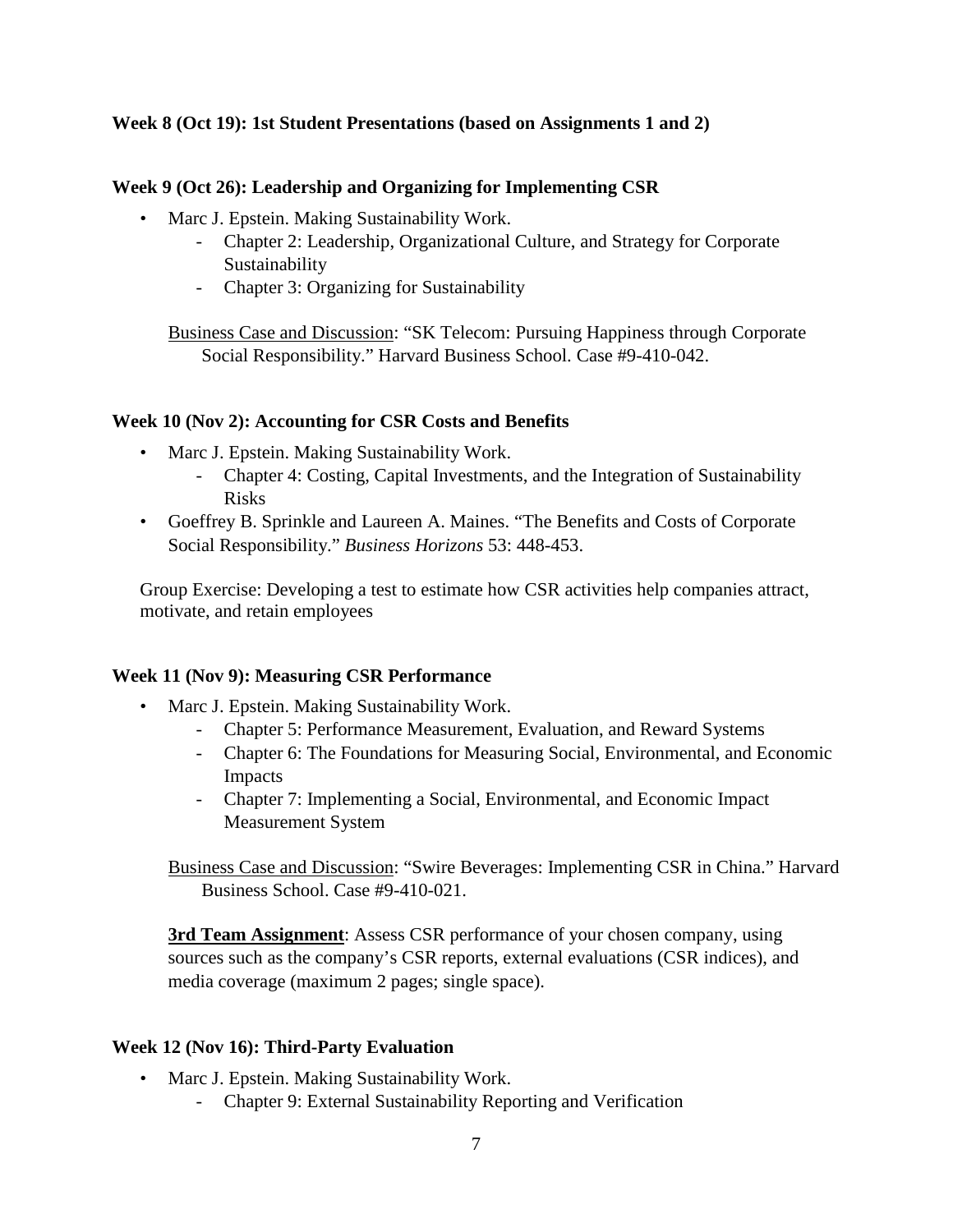**Week 8 (Oct 19): 1st Student Presentations (based on Assignments 1 and 2)**

**Week 9 (Oct 26): Leadership and Organizing for Implementing CSR**

- Marc J. Epstein. Making Sustainability Work.
  - Chapter 2: Leadership, Organizational Culture, and Strategy for Corporate Sustainability
  - Chapter 3: Organizing for Sustainability

Business Case and Discussion: "SK Telecom: Pursuing Happiness through Corporate Social Responsibility." Harvard Business School. Case #9-410-042.

**Week 10 (Nov 2): Accounting for CSR Costs and Benefits**

- Marc J. Epstein. Making Sustainability Work.
  - Chapter 4: Costing, Capital Investments, and the Integration of Sustainability Risks
- Goeffrey B. Sprinkle and Laureen A. Maines. "The Benefits and Costs of Corporate Social Responsibility." *Business Horizons* 53: 448-453.

Group Exercise: Developing a test to estimate how CSR activities help companies attract, motivate, and retain employees

**Week 11 (Nov 9): Measuring CSR Performance**

- Marc J. Epstein. Making Sustainability Work.
  - Chapter 5: Performance Measurement, Evaluation, and Reward Systems
  - Chapter 6: The Foundations for Measuring Social, Environmental, and Economic Impacts
  - Chapter 7: Implementing a Social, Environmental, and Economic Impact Measurement System

Business Case and Discussion: "Swire Beverages: Implementing CSR in China." Harvard Business School. Case #9-410-021.

**3rd Team Assignment**: Assess CSR performance of your chosen company, using sources such as the company's CSR reports, external evaluations (CSR indices), and media coverage (maximum 2 pages; single space).

**Week 12 (Nov 16): Third-Party Evaluation**

- Marc J. Epstein. Making Sustainability Work.
  - Chapter 9: External Sustainability Reporting and Verification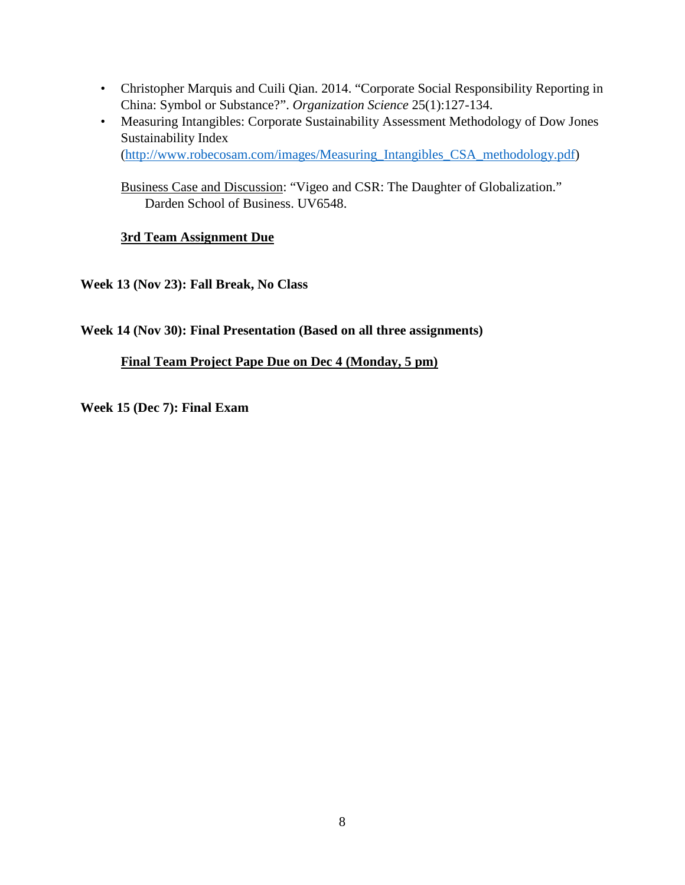- Christopher Marquis and Cuili Qian. 2014. "Corporate Social Responsibility Reporting in China: Symbol or Substance?". *Organization Science* 25(1):127-134.
- Measuring Intangibles: Corporate Sustainability Assessment Methodology of Dow Jones Sustainability Index (http://www.robecosam.com/images/Measuring_Intangibles_CSA_methodology.pdf)

  Business Case and Discussion: "Vigeo and CSR: The Daughter of Globalization." Darden School of Business. UV6548.

  **3rd Team Assignment Due**

**Week 13 (Nov 23): Fall Break, No Class**

**Week 14 (Nov 30): Final Presentation (Based on all three assignments)**

**Final Team Project Pape Due on Dec 4 (Monday, 5 pm)**

**Week 15 (Dec 7): Final Exam**